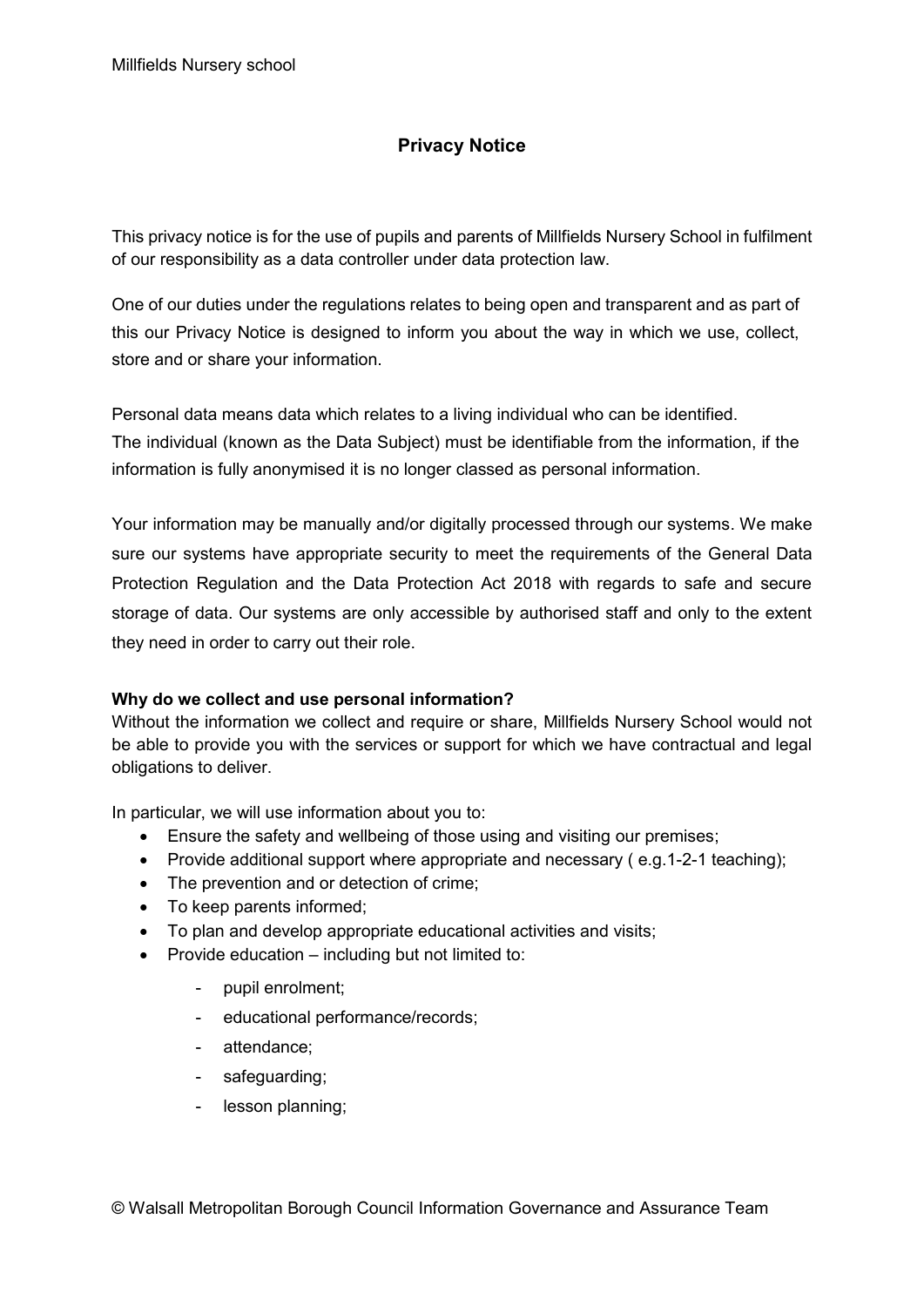# Privacy Notice

This privacy notice is for the use of pupils and parents of Millfields Nursery School in fulfilment of our responsibility as a data controller under data protection law.

One of our duties under the regulations relates to being open and transparent and as part of this our Privacy Notice is designed to inform you about the way in which we use, collect, store and or share your information.

Personal data means data which relates to a living individual who can be identified.
The individual (known as the Data Subject) must be identifiable from the information, if the information is fully anonymised it is no longer classed as personal information.

Your information may be manually and/or digitally processed through our systems. We make sure our systems have appropriate security to meet the requirements of the General Data Protection Regulation and the Data Protection Act 2018 with regards to safe and secure storage of data. Our systems are only accessible by authorised staff and only to the extent they need in order to carry out their role.

**Why do we collect and use personal information?**

Without the information we collect and require or share, Millfields Nursery School would not be able to provide you with the services or support for which we have contractual and legal obligations to deliver.

In particular, we will use information about you to:

- Ensure the safety and wellbeing of those using and visiting our premises;
- Provide additional support where appropriate and necessary ( e.g.1-2-1 teaching);
- The prevention and detection of crime;
- To keep parents informed;
- To plan and develop appropriate educational activities and visits;
- Provide education – including but not limited to:
  - pupil enrolment;
  - educational performance/records;
  - attendance;
  - safeguarding;
  - lesson planning;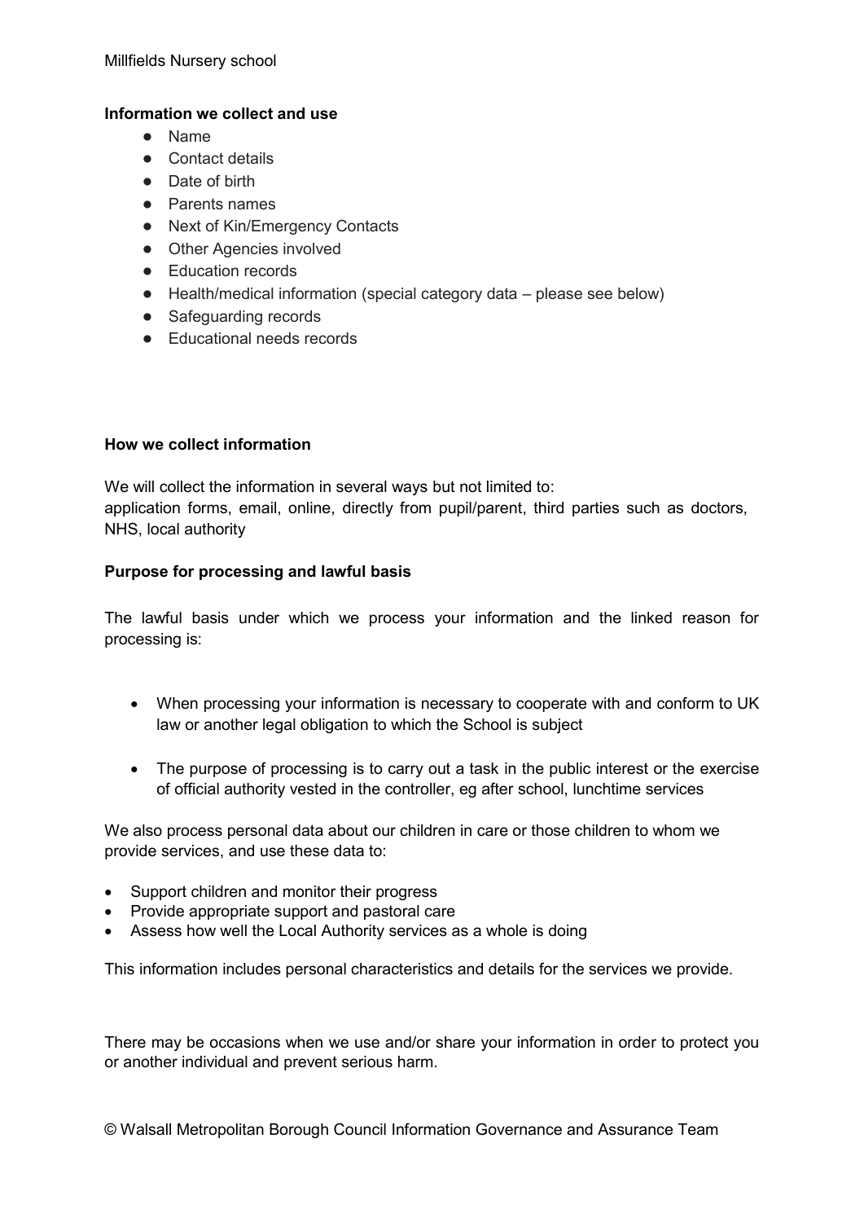**Information we collect and use**

- Name
- Contact details
- Date of birth
- Parents names
- Next of Kin/Emergency Contacts
- Other Agencies involved
- Education records
- Health/medical information (special category data – please see below)
- Safeguarding records
- Educational needs records

**How we collect information**

We will collect the information in several ways but not limited to:
application forms, email, online, directly from pupil/parent, third parties such as doctors, NHS, local authority

**Purpose for processing and lawful basis**

The lawful basis under which we process your information and the linked reason for processing is:

- When processing your information is necessary to cooperate with and conform to UK law or another legal obligation to which the School is subject
- The purpose of processing is to carry out a task in the public interest or the exercise of official authority vested in the controller, eg after school, lunchtime services

We also process personal data about our children in care or those children to whom we provide services, and use these data to:

- Support children and monitor their progress
- Provide appropriate support and pastoral care
- Assess how well the Local Authority services as a whole is doing

This information includes personal characteristics and details for the services we provide.

There may be occasions when we use and/or share your information in order to protect you or another individual and prevent serious harm.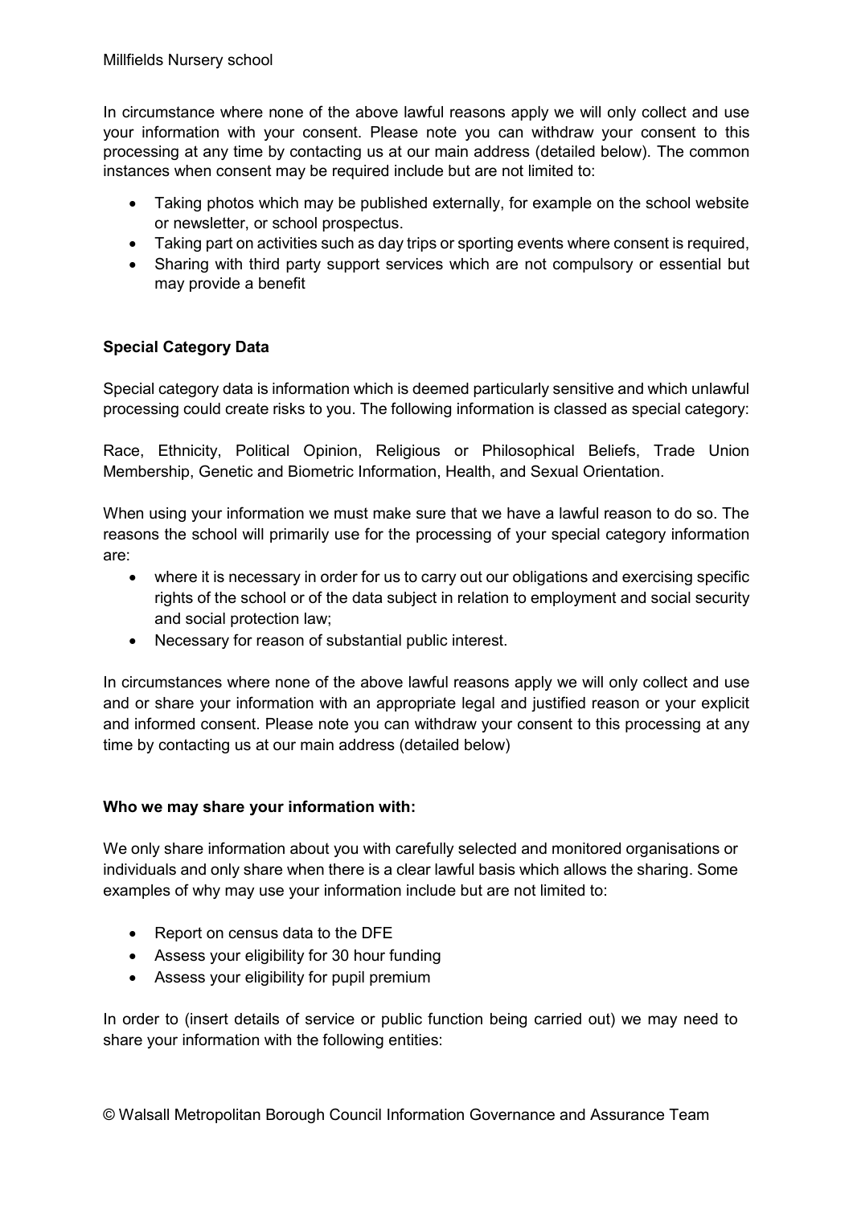In circumstance where none of the above lawful reasons apply we will only collect and use your information with your consent. Please note you can withdraw your consent to this processing at any time by contacting us at our main address (detailed below). The common instances when consent may be required include but are not limited to:

- Taking photos which may be published externally, for example on the school website or newsletter, or school prospectus.
- Taking part on activities such as day trips or sporting events where consent is required,
- Sharing with third party support services which are not compulsory or essential but may provide a benefit

**Special Category Data**

Special category data is information which is deemed particularly sensitive and which unlawful processing could create risks to you. The following information is classed as special category:

Race, Ethnicity, Political Opinion, Religious or Philosophical Beliefs, Trade Union Membership, Genetic and Biometric Information, Health, and Sexual Orientation.

When using your information we must make sure that we have a lawful reason to do so. The reasons the school will primarily use for the processing of your special category information are:

- where it is necessary in order for us to carry out our obligations and exercising specific rights of the school or of the data subject in relation to employment and social security and social protection law;
- Necessary for reason of substantial public interest.

In circumstances where none of the above lawful reasons apply we will only collect and use and or share your information with an appropriate legal and justified reason or your explicit and informed consent. Please note you can withdraw your consent to this processing at any time by contacting us at our main address (detailed below)

**Who we may share your information with:**

We only share information about you with carefully selected and monitored organisations or individuals and only share when there is a clear lawful basis which allows the sharing. Some examples of why may use your information include but are not limited to:

- Report on census data to the DFE
- Assess your eligibility for 30 hour funding
- Assess your eligibility for pupil premium

In order to (insert details of service or public function being carried out) we may need to share your information with the following entities: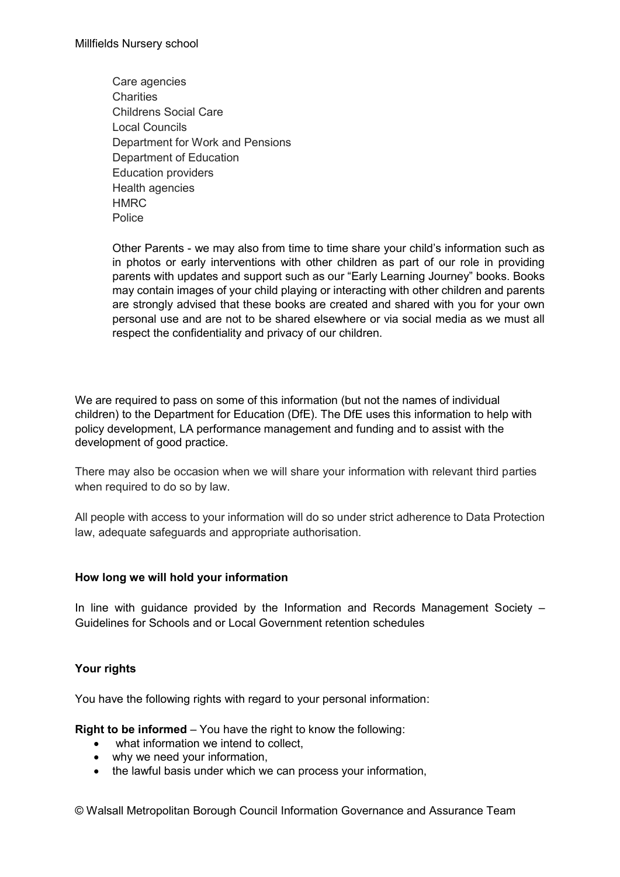Care agencies
Charities
Childrens Social Care
Local Councils
Department for Work and Pensions
Department of Education
Education providers
Health agencies
HMRC
Police

Other Parents - we may also from time to time share your child's information such as in photos or early interventions with other children as part of our role in providing parents with updates and support such as our "Early Learning Journey" books. Books may contain images of your child playing or interacting with other children and parents are strongly advised that these books are created and shared with you for your own personal use and are not to be shared elsewhere or via social media as we must all respect the confidentiality and privacy of our children.

We are required to pass on some of this information (but not the names of individual children) to the Department for Education (DfE). The DfE uses this information to help with policy development, LA performance management and funding and to assist with the development of good practice.

There may also be occasion when we will share your information with relevant third parties when required to do so by law.

All people with access to your information will do so under strict adherence to Data Protection law, adequate safeguards and appropriate authorisation.

**How long we will hold your information**

In line with guidance provided by the Information and Records Management Society – Guidelines for Schools and or Local Government retention schedules

**Your rights**

You have the following rights with regard to your personal information:

**Right to be informed** – You have the right to know the following:

- what information we intend to collect,
- why we need your information,
- the lawful basis under which we can process your information,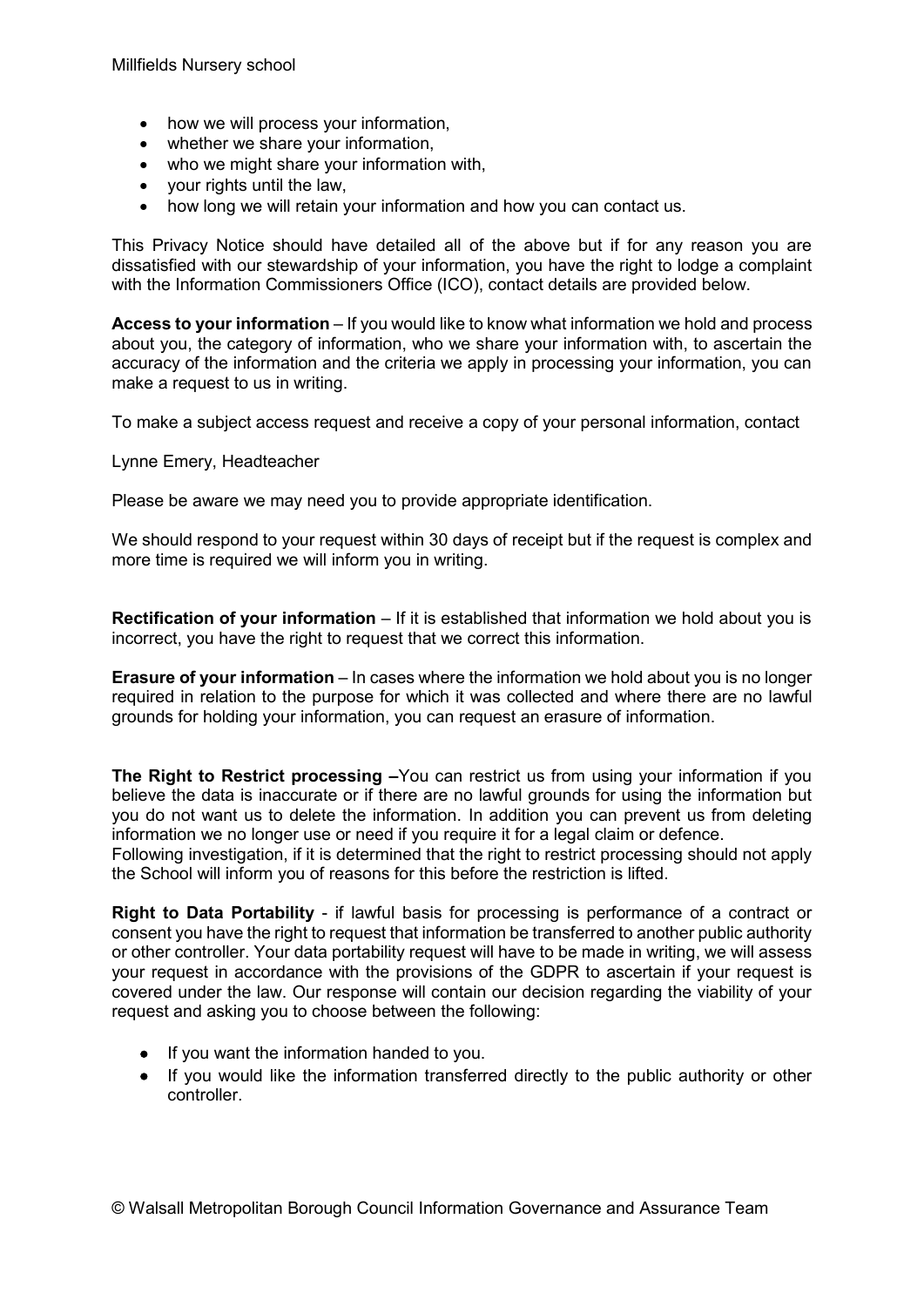- how we will process your information,
- whether we share your information,
- who we might share your information with,
- your rights until the law,
- how long we will retain your information and how you can contact us.

This Privacy Notice should have detailed all of the above but if for any reason you are dissatisfied with our stewardship of your information, you have the right to lodge a complaint with the Information Commissioners Office (ICO), contact details are provided below.

**Access to your information** – If you would like to know what information we hold and process about you, the category of information, who we share your information with, to ascertain the accuracy of the information and the criteria we apply in processing your information, you can make a request to us in writing.

To make a subject access request and receive a copy of your personal information, contact

Lynne Emery, Headteacher

Please be aware we may need you to provide appropriate identification.

We should respond to your request within 30 days of receipt but if the request is complex and more time is required we will inform you in writing.

**Rectification of your information** – If it is established that information we hold about you is incorrect, you have the right to request that we correct this information.

**Erasure of your information** – In cases where the information we hold about you is no longer required in relation to the purpose for which it was collected and where there are no lawful grounds for holding your information, you can request an erasure of information.

**The Right to Restrict processing –**You can restrict us from using your information if you believe the data is inaccurate or if there are no lawful grounds for using the information but you do not want us to delete the information. In addition you can prevent us from deleting information we no longer use or need if you require it for a legal claim or defence.
Following investigation, if it is determined that the right to restrict processing should not apply the School will inform you of reasons for this before the restriction is lifted.

**Right to Data Portability** - if lawful basis for processing is performance of a contract or consent you have the right to request that information be transferred to another public authority or other controller. Your data portability request will have to be made in writing, we will assess your request in accordance with the provisions of the GDPR to ascertain if your request is covered under the law. Our response will contain our decision regarding the viability of your request and asking you to choose between the following:

- If you want the information handed to you.
- If you would like the information transferred directly to the public authority or other controller.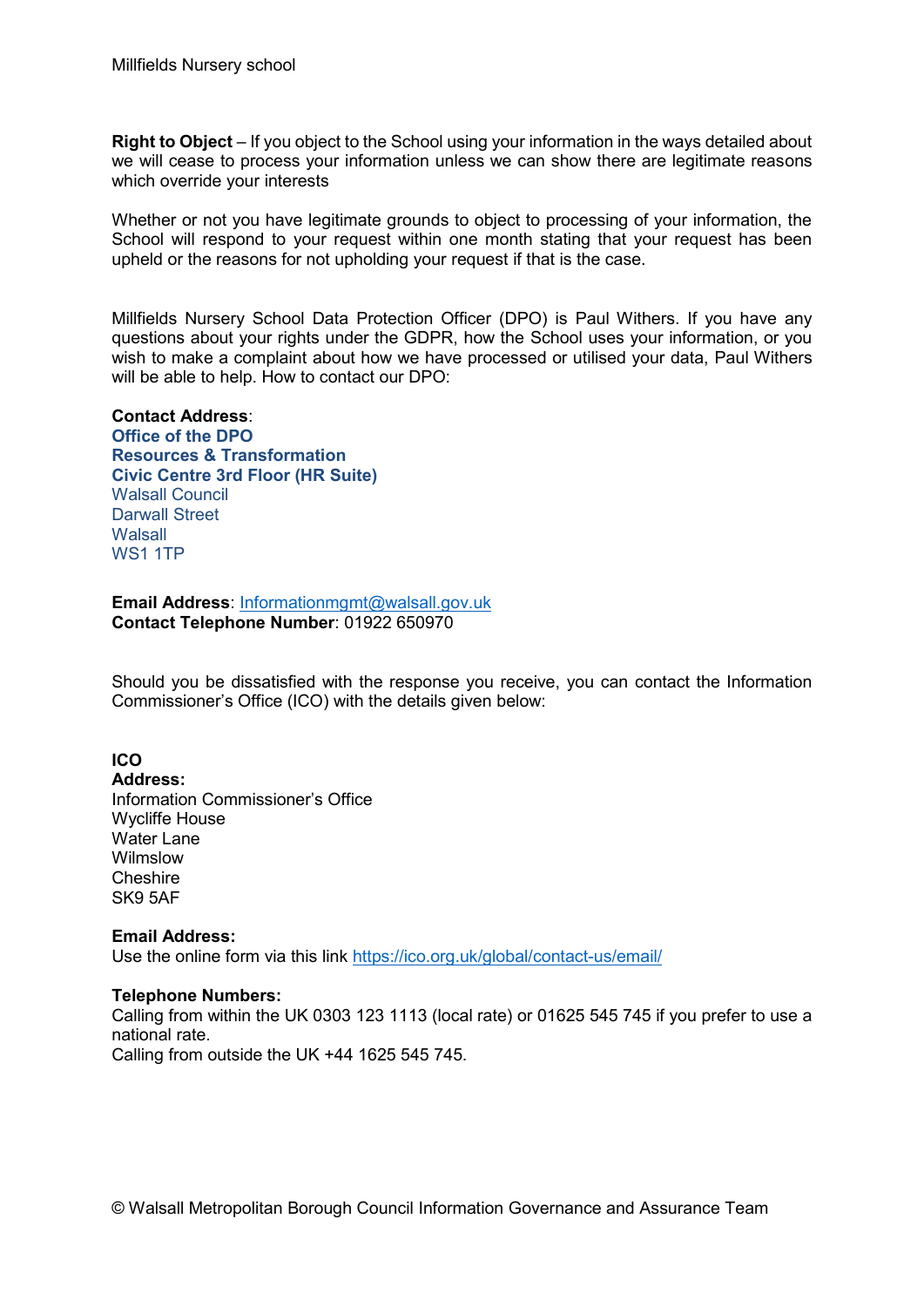**Right to Object** – If you object to the School using your information in the ways detailed about we will cease to process your information unless we can show there are legitimate reasons which override your interests

Whether or not you have legitimate grounds to object to processing of your information, the School will respond to your request within one month stating that your request has been upheld or the reasons for not upholding your request if that is the case.

Millfields Nursery School Data Protection Officer (DPO) is Paul Withers. If you have any questions about your rights under the GDPR, how the School uses your information, or you wish to make a complaint about how we have processed or utilised your data, Paul Withers will be able to help. How to contact our DPO:

**Contact Address**:
**Office of the DPO**
**Resources & Transformation**
**Civic Centre 3rd Floor (HR Suite)**
Walsall Council
Darwall Street
Walsall
WS1 1TP

**Email Address**: Informationmgmt@walsall.gov.uk
**Contact Telephone Number**: 01922 650970

Should you be dissatisfied with the response you receive, you can contact the Information Commissioner's Office (ICO) with the details given below:

**ICO**
**Address:**
Information Commissioner's Office
Wycliffe House
Water Lane
Wilmslow
Cheshire
SK9 5AF

**Email Address:**
Use the online form via this link https://ico.org.uk/global/contact-us/email/

**Telephone Numbers:**
Calling from within the UK 0303 123 1113 (local rate) or 01625 545 745 if you prefer to use a national rate.
Calling from outside the UK +44 1625 545 745.

© Walsall Metropolitan Borough Council Information Governance and Assurance Team